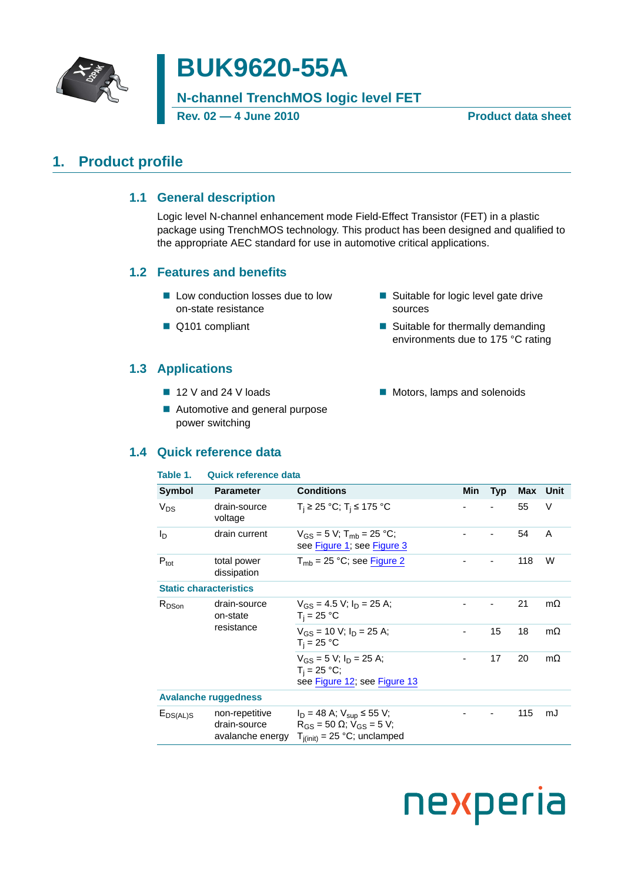# BUK9620-55A

**N-channel TrenchMOS logic level FET**

**Rev. 02 — 4 June 2010** **Product data sheet**

## 1. Product profile

### 1.1 General description

Logic level N-channel enhancement mode Field-Effect Transistor (FET) in a plastic package using TrenchMOS technology. This product has been designed and qualified to the appropriate AEC standard for use in automotive critical applications.

### 1.2 Features and benefits

- Low conduction losses due to low on-state resistance
- Q101 compliant
- Suitable for logic level gate drive sources
- Suitable for thermally demanding environments due to 175 °C rating

### 1.3 Applications

- 12 V and 24 V loads
- Automotive and general purpose power switching
- Motors, lamps and solenoids

### 1.4 Quick reference data

**Table 1. Quick reference data**

| Symbol | Parameter | Conditions | Min | Typ | Max | Unit |
|---|---|---|---|---|---|---|
| $V_{DS}$ | drain-source voltage | $T_j \geq 25$ °C; $T_j \leq 175$ °C | - | - | 55 | V |
| $I_D$ | drain current | $V_{GS} = 5$ V; $T_{mb} = 25$ °C; see Figure 1; see Figure 3 | - | - | 54 | A |
| $P_{tot}$ | total power dissipation | $T_{mb} = 25$ °C; see Figure 2 | - | - | 118 | W |
| **Static characteristics** | | | | | | |
| $R_{DSon}$ | drain-source on-state resistance | $V_{GS} = 4.5$ V; $I_D = 25$ A; $T_j = 25$ °C | - | - | 21 | mΩ |
| | | $V_{GS} = 10$ V; $I_D = 25$ A; $T_j = 25$ °C | - | 15 | 18 | mΩ |
| | | $V_{GS} = 5$ V; $I_D = 25$ A; $T_j = 25$ °C; see Figure 12; see Figure 13 | - | 17 | 20 | mΩ |
| **Avalanche ruggedness** | | | | | | |
| $E_{DS(AL)S}$ | non-repetitive drain-source avalanche energy | $I_D = 48$ A; $V_{sup} \leq 55$ V; $R_{GS} = 50$ Ω; $V_{GS} = 5$ V; $T_{j(init)} = 25$ °C; unclamped | - | - | 115 | mJ |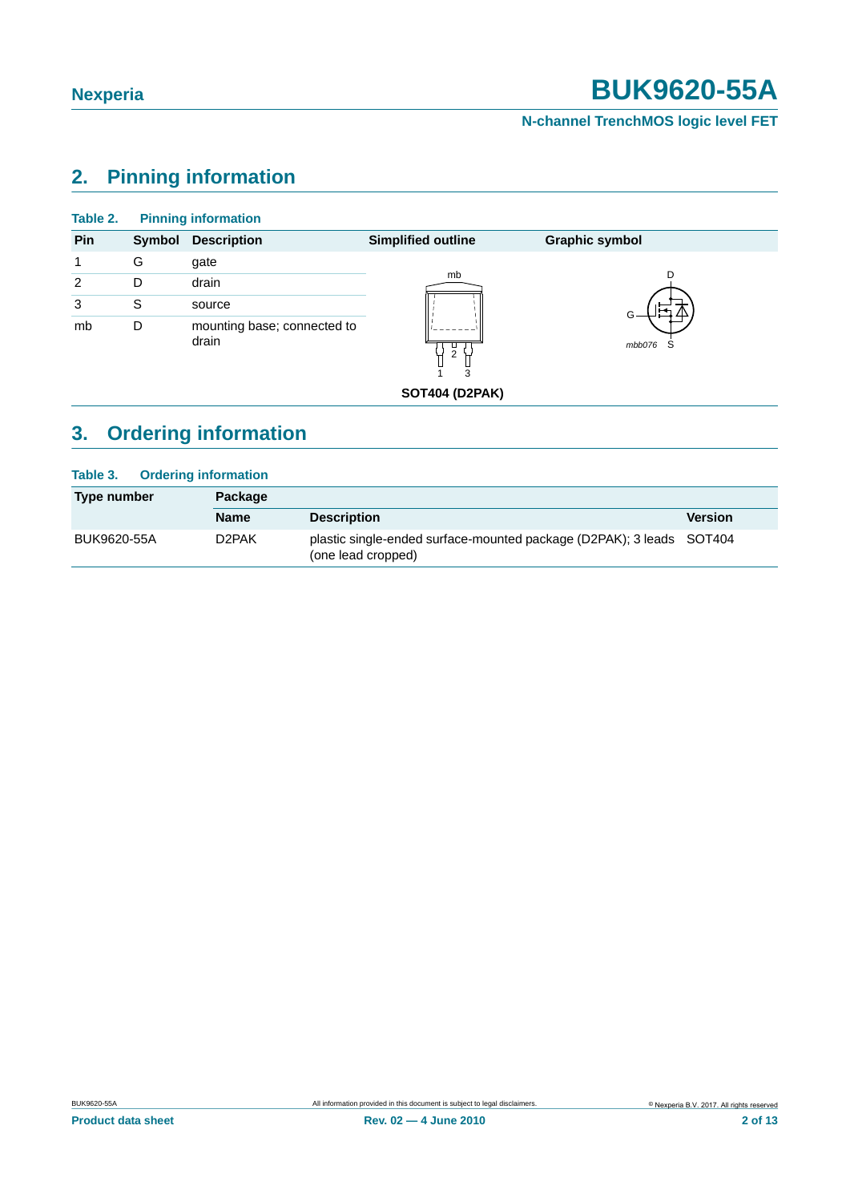## 2. Pinning information

**Table 2. Pinning information**

| Pin | Symbol | Description | Simplified outline | Graphic symbol |
|---|---|---|---|---|
| 1 | G | gate | | |
| 2 | D | drain | | |
| 3 | S | source | | |
| mb | D | mounting base; connected to drain | | |
| | | | SOT404 (D2PAK) | |

## 3. Ordering information

**Table 3. Ordering information**

| Type number | Package | | |
|---|---|---|---|
| | Name | Description | Version |
| BUK9620-55A | D2PAK | plastic single-ended surface-mounted package (D2PAK); 3 leads (one lead cropped) | SOT404 |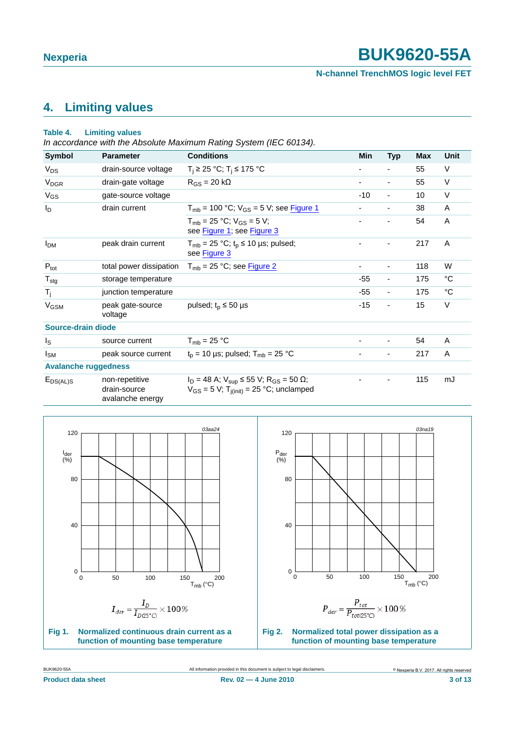## 4. Limiting values

**Table 4. Limiting values**

*In accordance with the Absolute Maximum Rating System (IEC 60134).*

| Symbol | Parameter | Conditions | Min | Typ | Max | Unit |
|---|---|---|---|---|---|---|
| $V_{DS}$ | drain-source voltage | $T_j \geq 25$ °C; $T_j \leq 175$ °C | - | - | 55 | V |
| $V_{DGR}$ | drain-gate voltage | $R_{GS} = 20$ kΩ | - | - | 55 | V |
| $V_{GS}$ | gate-source voltage | | -10 | - | 10 | V |
| $I_D$ | drain current | $T_{mb} = 100$ °C; $V_{GS} = 5$ V; see Figure 1 | - | - | 38 | A |
| | | $T_{mb} = 25$ °C; $V_{GS} = 5$ V; see Figure 1; see Figure 3 | - | - | 54 | A |
| $I_{DM}$ | peak drain current | $T_{mb} = 25$ °C; $t_p \leq 10$ µs; pulsed; see Figure 3 | - | - | 217 | A |
| $P_{tot}$ | total power dissipation | $T_{mb} = 25$ °C; see Figure 2 | - | - | 118 | W |
| $T_{stg}$ | storage temperature | | -55 | - | 175 | °C |
| $T_j$ | junction temperature | | -55 | - | 175 | °C |
| $V_{GSM}$ | peak gate-source voltage | pulsed; $t_p \leq 50$ µs | -15 | - | 15 | V |
| **Source-drain diode** | | | | | | |
| $I_S$ | source current | $T_{mb} = 25$ °C | - | - | 54 | A |
| $I_{SM}$ | peak source current | $t_p = 10$ µs; pulsed; $T_{mb} = 25$ °C | - | - | 217 | A |
| **Avalanche ruggedness** | | | | | | |
| $E_{DS(AL)S}$ | non-repetitive drain-source avalanche energy | $I_D = 48$ A; $V_{sup} \leq 55$ V; $R_{GS} = 50$ Ω; $V_{GS} = 5$ V; $T_{j(init)} = 25$ °C; unclamped | - | - | 115 | mJ |

$$I_{der} = \frac{I_D}{I_{D(25^\circ C)}} \times 100\,\%$$

**Fig 1. Normalized continuous drain current as a function of mounting base temperature**

$$P_{der} = \frac{P_{tot}}{P_{tot(25^\circ C)}} \times 100\,\%$$

**Fig 2. Normalized total power dissipation as a function of mounting base temperature**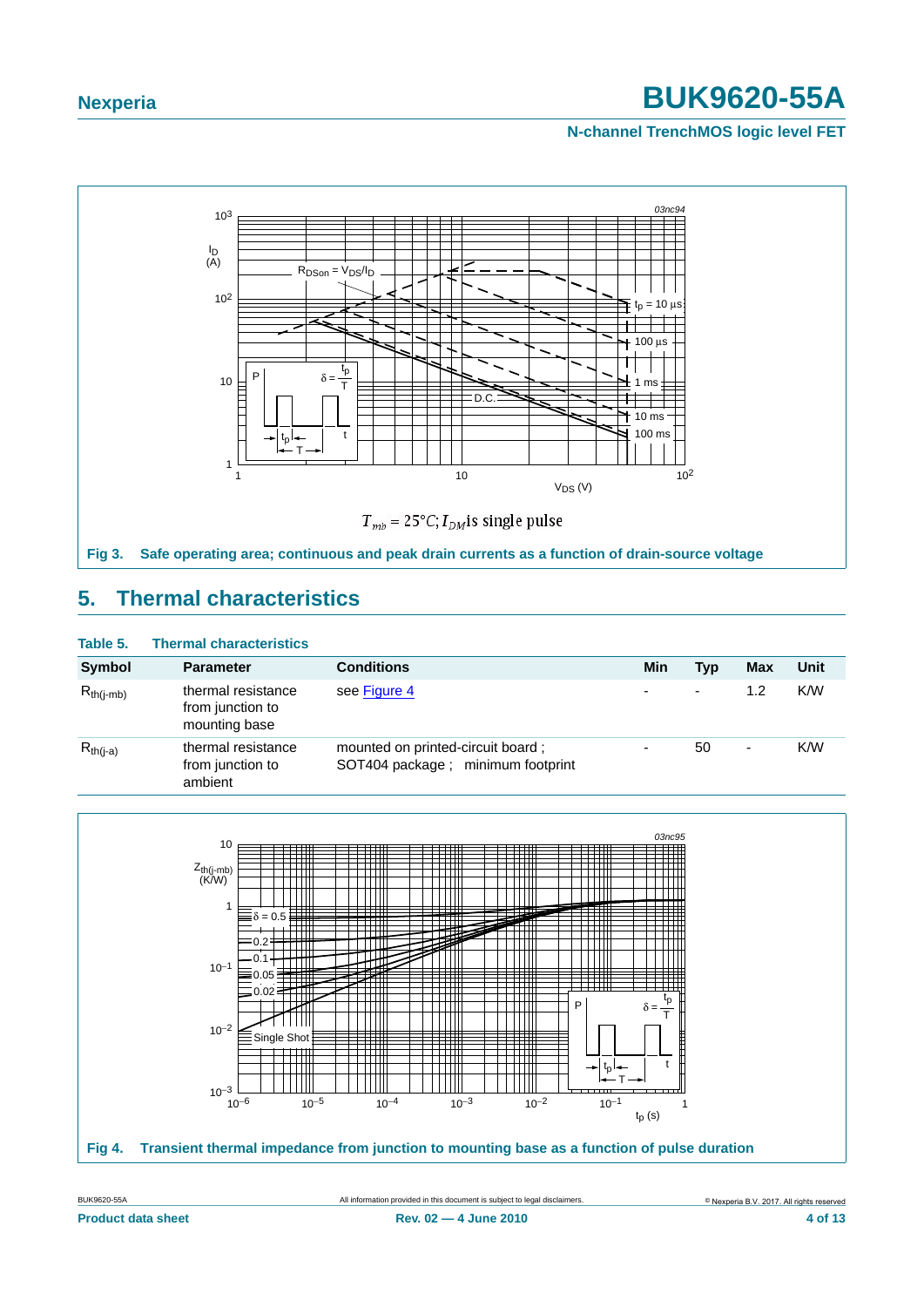$T_{mb} = 25°C$; $I_{DM}$ is single pulse

**Fig 3. Safe operating area; continuous and peak drain currents as a function of drain-source voltage**

## 5. Thermal characteristics

**Table 5. Thermal characteristics**

| Symbol | Parameter | Conditions | Min | Typ | Max | Unit |
|---|---|---|---|---|---|---|
| $R_{th(j-mb)}$ | thermal resistance from junction to mounting base | see Figure 4 | - | - | 1.2 | K/W |
| $R_{th(j-a)}$ | thermal resistance from junction to ambient | mounted on printed-circuit board ; SOT404 package ; minimum footprint | - | 50 | - | K/W |

**Fig 4. Transient thermal impedance from junction to mounting base as a function of pulse duration**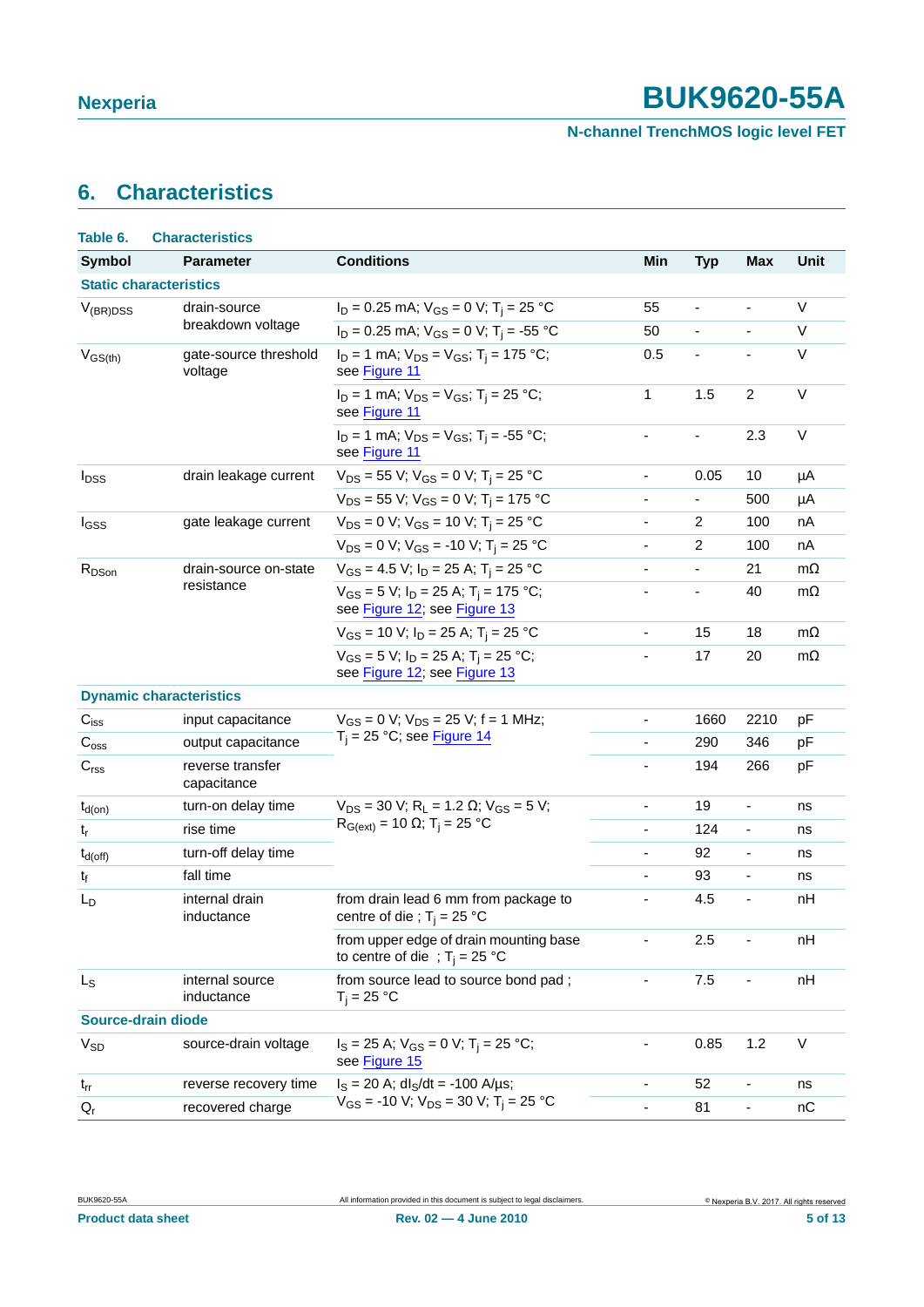## 6. Characteristics

**Table 6. Characteristics**

| Symbol | Parameter | Conditions | Min | Typ | Max | Unit |
|---|---|---|---|---|---|---|
| **Static characteristics** | | | | | | |
| $V_{(BR)DSS}$ | drain-source breakdown voltage | $I_D$ = 0.25 mA; $V_{GS}$ = 0 V; $T_j$ = 25 °C | 55 | - | - | V |
| | | $I_D$ = 0.25 mA; $V_{GS}$ = 0 V; $T_j$ = -55 °C | 50 | - | - | V |
| $V_{GS(th)}$ | gate-source threshold voltage | $I_D$ = 1 mA; $V_{DS}$ = $V_{GS}$; $T_j$ = 175 °C; see Figure 11 | 0.5 | - | - | V |
| | | $I_D$ = 1 mA; $V_{DS}$ = $V_{GS}$; $T_j$ = 25 °C; see Figure 11 | 1 | 1.5 | 2 | V |
| | | $I_D$ = 1 mA; $V_{DS}$ = $V_{GS}$; $T_j$ = -55 °C; see Figure 11 | - | - | 2.3 | V |
| $I_{DSS}$ | drain leakage current | $V_{DS}$ = 55 V; $V_{GS}$ = 0 V; $T_j$ = 25 °C | - | 0.05 | 10 | µA |
| | | $V_{DS}$ = 55 V; $V_{GS}$ = 0 V; $T_j$ = 175 °C | - | - | 500 | µA |
| $I_{GSS}$ | gate leakage current | $V_{DS}$ = 0 V; $V_{GS}$ = 10 V; $T_j$ = 25 °C | - | 2 | 100 | nA |
| | | $V_{DS}$ = 0 V; $V_{GS}$ = -10 V; $T_j$ = 25 °C | - | 2 | 100 | nA |
| $R_{DSon}$ | drain-source on-state resistance | $V_{GS}$ = 4.5 V; $I_D$ = 25 A; $T_j$ = 25 °C | - | - | 21 | mΩ |
| | | $V_{GS}$ = 5 V; $I_D$ = 25 A; $T_j$ = 175 °C; see Figure 12; see Figure 13 | - | - | 40 | mΩ |
| | | $V_{GS}$ = 10 V; $I_D$ = 25 A; $T_j$ = 25 °C | - | 15 | 18 | mΩ |
| | | $V_{GS}$ = 5 V; $I_D$ = 25 A; $T_j$ = 25 °C; see Figure 12; see Figure 13 | - | 17 | 20 | mΩ |
| **Dynamic characteristics** | | | | | | |
| $C_{iss}$ | input capacitance | $V_{GS}$ = 0 V; $V_{DS}$ = 25 V; f = 1 MHz; $T_j$ = 25 °C; see Figure 14 | - | 1660 | 2210 | pF |
| $C_{oss}$ | output capacitance | | - | 290 | 346 | pF |
| $C_{rss}$ | reverse transfer capacitance | | - | 194 | 266 | pF |
| $t_{d(on)}$ | turn-on delay time | $V_{DS}$ = 30 V; $R_L$ = 1.2 Ω; $V_{GS}$ = 5 V; $R_{G(ext)}$ = 10 Ω; $T_j$ = 25 °C | - | 19 | - | ns |
| $t_r$ | rise time | | - | 124 | - | ns |
| $t_{d(off)}$ | turn-off delay time | | - | 92 | - | ns |
| $t_f$ | fall time | | - | 93 | - | ns |
| $L_D$ | internal drain inductance | from drain lead 6 mm from package to centre of die ; $T_j$ = 25 °C | - | 4.5 | - | nH |
| | | from upper edge of drain mounting base to centre of die ; $T_j$ = 25 °C | - | 2.5 | - | nH |
| $L_S$ | internal source inductance | from source lead to source bond pad ; $T_j$ = 25 °C | - | 7.5 | - | nH |
| **Source-drain diode** | | | | | | |
| $V_{SD}$ | source-drain voltage | $I_S$ = 25 A; $V_{GS}$ = 0 V; $T_j$ = 25 °C; see Figure 15 | - | 0.85 | 1.2 | V |
| $t_{rr}$ | reverse recovery time | $I_S$ = 20 A; $dI_S/dt$ = -100 A/µs; $V_{GS}$ = -10 V; $V_{DS}$ = 30 V; $T_j$ = 25 °C | - | 52 | - | ns |
| $Q_r$ | recovered charge | | - | 81 | - | nC |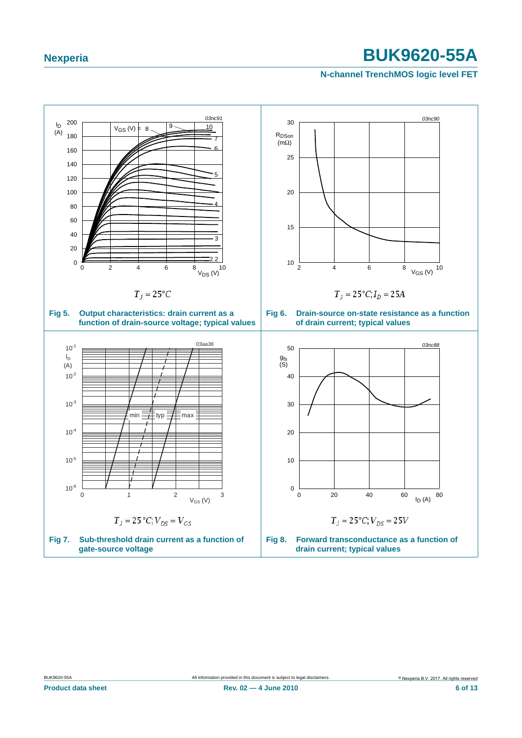03nc91

$T_j = 25°C$

**Fig 5. Output characteristics: drain current as a function of drain-source voltage; typical values**

03nc90

$T_j = 25°C; I_D = 25A$

**Fig 6. Drain-source on-state resistance as a function of drain current; typical values**

03aa36

$T_j = 25°C; V_{DS} = V_{GS}$

**Fig 7. Sub-threshold drain current as a function of gate-source voltage**

03nc88

$T_j = 25°C; V_{DS} = 25V$

**Fig 8. Forward transconductance as a function of drain current; typical values**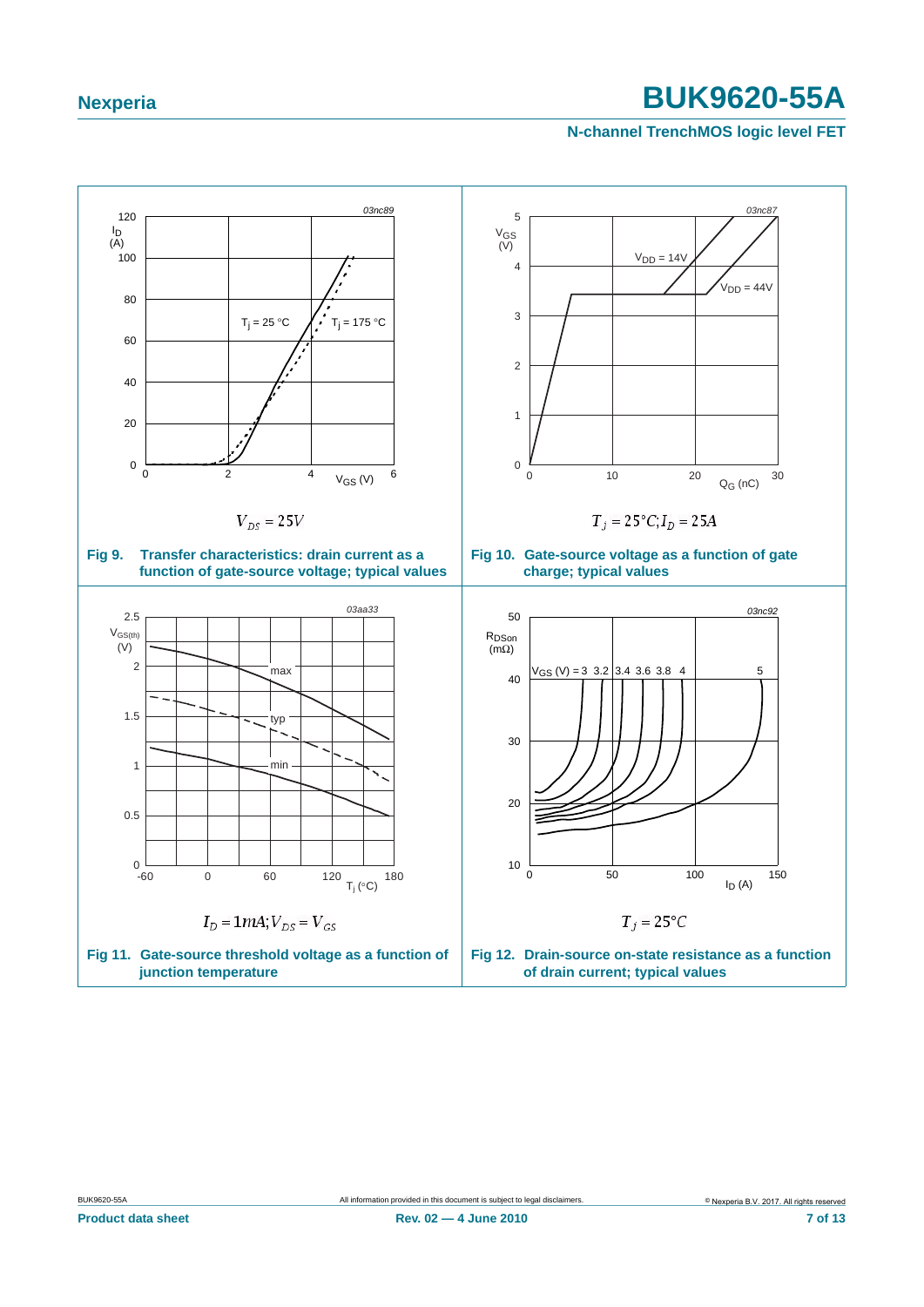$V_{DS} = 25V$

**Fig 9. Transfer characteristics: drain current as a function of gate-source voltage; typical values**

$T_j = 25°C; I_D = 25A$

**Fig 10. Gate-source voltage as a function of gate charge; typical values**

$I_D = 1mA; V_{DS} = V_{GS}$

**Fig 11. Gate-source threshold voltage as a function of junction temperature**

$T_j = 25°C$

**Fig 12. Drain-source on-state resistance as a function of drain current; typical values**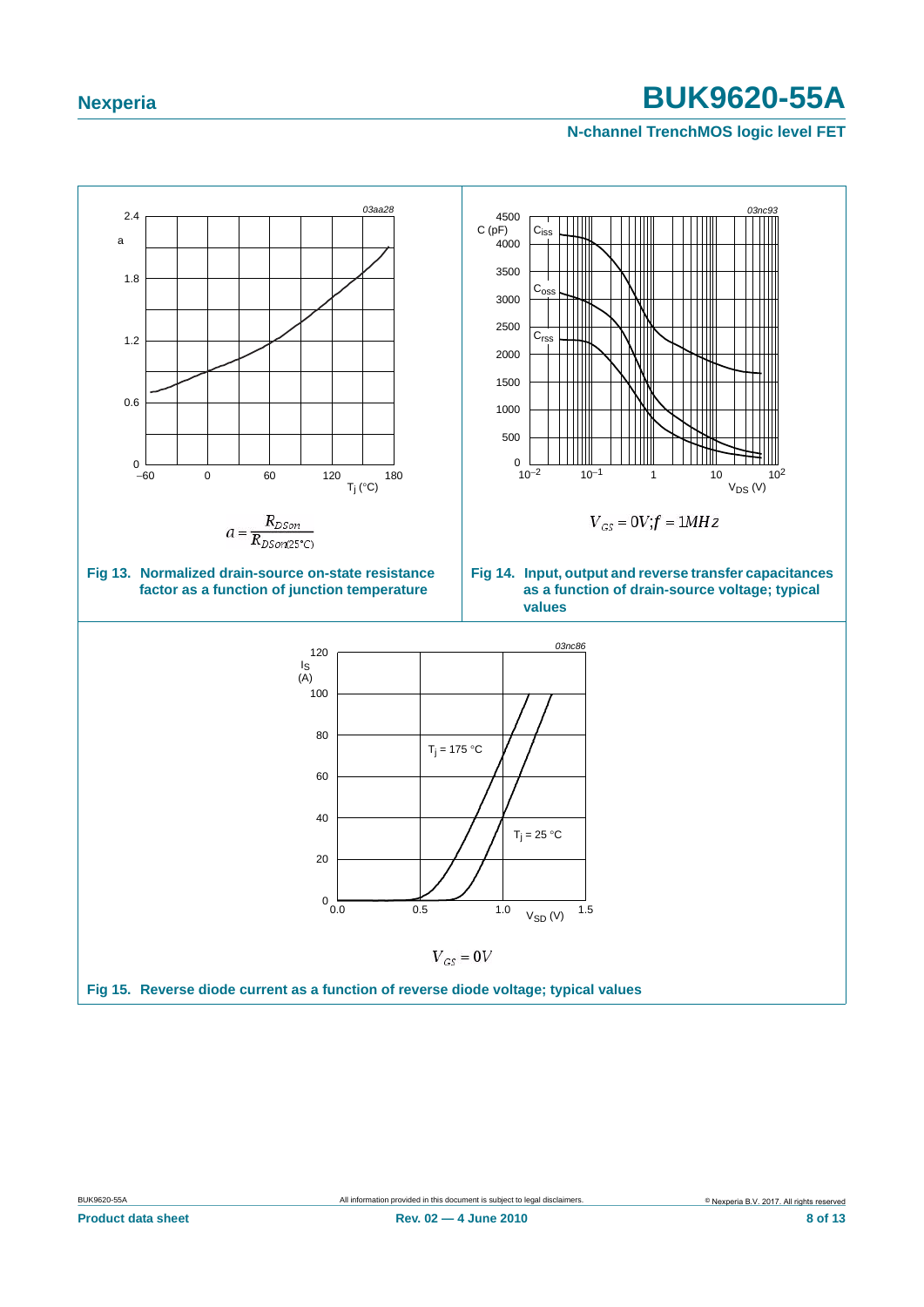03aa28

$$a = \frac{R_{DSon}}{R_{DSon(25°C)}}$$

**Fig 13. Normalized drain-source on-state resistance factor as a function of junction temperature**

03nc93

$$V_{GS} = 0V; f = 1MHz$$

**Fig 14. Input, output and reverse transfer capacitances as a function of drain-source voltage; typical values**

03nc86

$$V_{GS} = 0V$$

**Fig 15. Reverse diode current as a function of reverse diode voltage; typical values**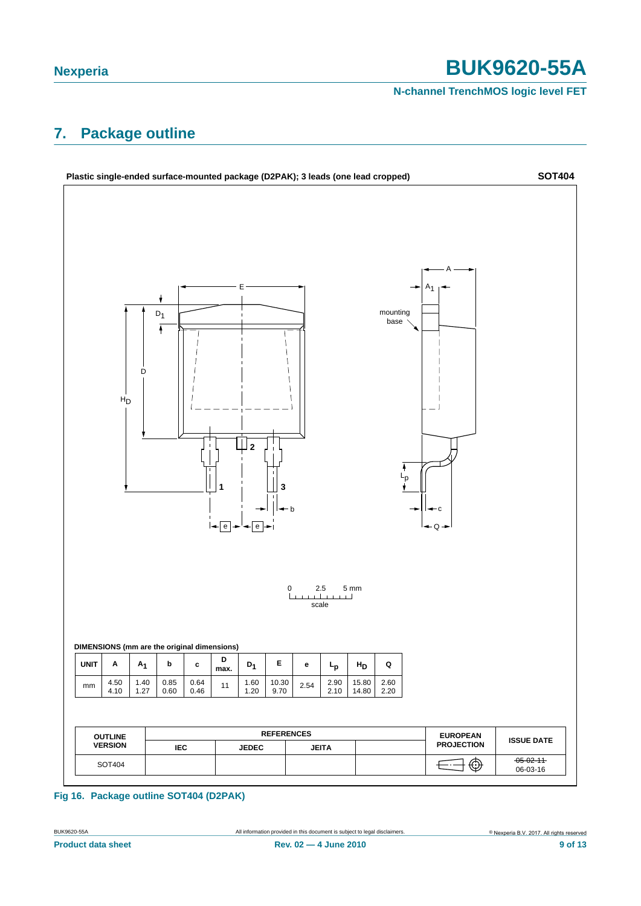## 7. Package outline

**Plastic single-ended surface-mounted package (D2PAK); 3 leads (one lead cropped)** **SOT404**

DIMENSIONS (mm are the original dimensions)

| UNIT | A | $A_1$ | b | c | D max. | $D_1$ | E | e | $L_p$ | $H_D$ | Q |
|---|---|---|---|---|---|---|---|---|---|---|---|
| mm | 4.50<br>4.10 | 1.40<br>1.27 | 0.85<br>0.60 | 0.64<br>0.46 | 11 | 1.60<br>1.20 | 10.30<br>9.70 | 2.54 | 2.90<br>2.10 | 15.80<br>14.80 | 2.60<br>2.20 |

| OUTLINE VERSION | REFERENCES | | | | EUROPEAN PROJECTION | ISSUE DATE |
|---|---|---|---|---|---|---|
| | IEC | JEDEC | JEITA | | | |
| SOT404 | | | | | | ~~05-02-11~~<br>06-03-16 |

**Fig 16. Package outline SOT404 (D2PAK)**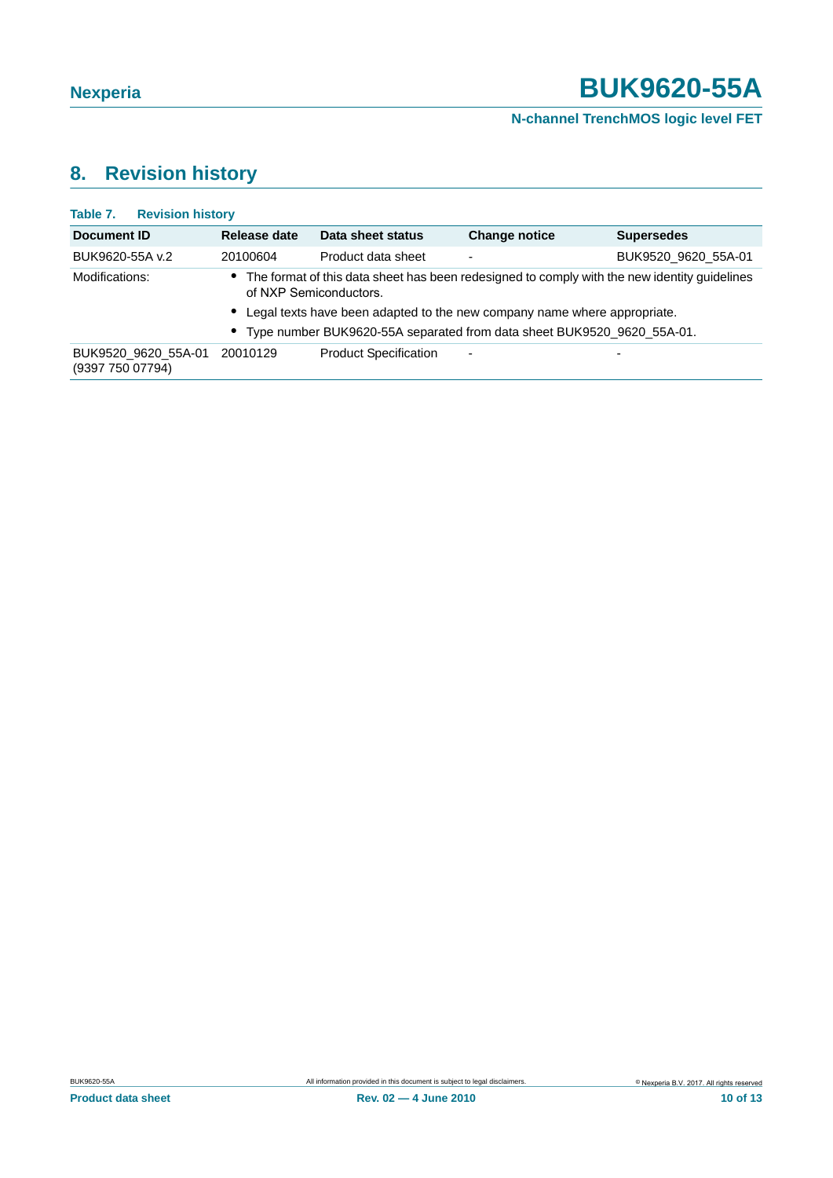## 8. Revision history

**Table 7. Revision history**

| Document ID | Release date | Data sheet status | Change notice | Supersedes |
|---|---|---|---|---|
| BUK9620-55A v.2 | 20100604 | Product data sheet | - | BUK9520_9620_55A-01 |
| Modifications: | • The format of this data sheet has been redesigned to comply with the new identity guidelines of NXP Semiconductors. • Legal texts have been adapted to the new company name where appropriate. • Type number BUK9620-55A separated from data sheet BUK9520_9620_55A-01. | | | |
| BUK9520_9620_55A-01 (9397 750 07794) | 20010129 | Product Specification | - | - |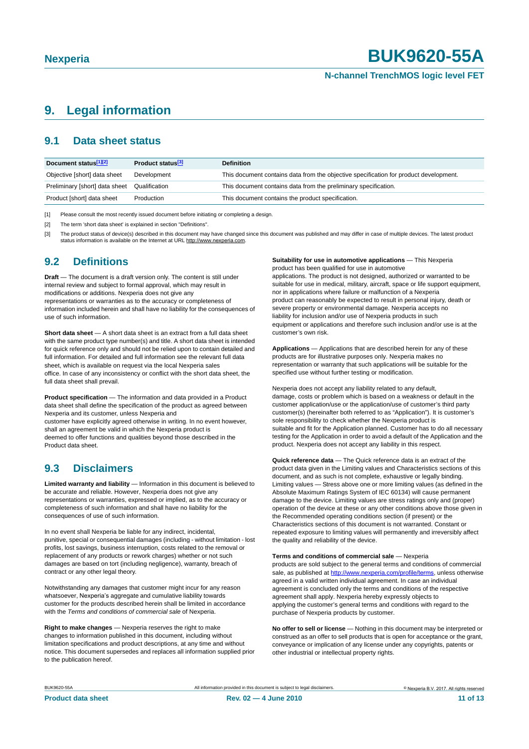# 9. Legal information

## 9.1 Data sheet status

| Document status[1][2] | Product status[3] | Definition |
|---|---|---|
| Objective [short] data sheet | Development | This document contains data from the objective specification for product development. |
| Preliminary [short] data sheet | Qualification | This document contains data from the preliminary specification. |
| Product [short] data sheet | Production | This document contains the product specification. |

[1] Please consult the most recently issued document before initiating or completing a design.

[2] The term 'short data sheet' is explained in section "Definitions".

[3] The product status of device(s) described in this document may have changed since this document was published and may differ in case of multiple devices. The latest product status information is available on the Internet at URL http://www.nexperia.com.

## 9.2 Definitions

**Draft** — The document is a draft version only. The content is still under internal review and subject to formal approval, which may result in modifications or additions. Nexperia does not give any representations or warranties as to the accuracy or completeness of information included herein and shall have no liability for the consequences of use of such information.

**Short data sheet** — A short data sheet is an extract from a full data sheet with the same product type number(s) and title. A short data sheet is intended for quick reference only and should not be relied upon to contain detailed and full information. For detailed and full information see the relevant full data sheet, which is available on request via the local Nexperia sales office. In case of any inconsistency or conflict with the short data sheet, the full data sheet shall prevail.

**Product specification** — The information and data provided in a Product data sheet shall define the specification of the product as agreed between Nexperia and its customer, unless Nexperia and customer have explicitly agreed otherwise in writing. In no event however, shall an agreement be valid in which the Nexperia product is deemed to offer functions and qualities beyond those described in the Product data sheet.

## 9.3 Disclaimers

**Limited warranty and liability** — Information in this document is believed to be accurate and reliable. However, Nexperia does not give any representations or warranties, expressed or implied, as to the accuracy or completeness of such information and shall have no liability for the consequences of use of such information.

In no event shall Nexperia be liable for any indirect, incidental, punitive, special or consequential damages (including - without limitation - lost profits, lost savings, business interruption, costs related to the removal or replacement of any products or rework charges) whether or not such damages are based on tort (including negligence), warranty, breach of contract or any other legal theory.

Notwithstanding any damages that customer might incur for any reason whatsoever, Nexperia's aggregate and cumulative liability towards customer for the products described herein shall be limited in accordance with the *Terms and conditions of commercial sale* of Nexperia.

**Right to make changes** — Nexperia reserves the right to make changes to information published in this document, including without limitation specifications and product descriptions, at any time and without notice. This document supersedes and replaces all information supplied prior to the publication hereof.

**Suitability for use in automotive applications** — This Nexperia product has been qualified for use in automotive applications. The product is not designed, authorized or warranted to be suitable for use in medical, military, aircraft, space or life support equipment, nor in applications where failure or malfunction of a Nexperia product can reasonably be expected to result in personal injury, death or severe property or environmental damage. Nexperia accepts no liability for inclusion and/or use of Nexperia products in such equipment or applications and therefore such inclusion and/or use is at the customer's own risk.

**Applications** — Applications that are described herein for any of these products are for illustrative purposes only. Nexperia makes no representation or warranty that such applications will be suitable for the specified use without further testing or modification.

Nexperia does not accept any liability related to any default, damage, costs or problem which is based on a weakness or default in the customer application/use or the application/use of customer's third party customer(s) (hereinafter both referred to as "Application"). It is customer's sole responsibility to check whether the Nexperia product is suitable and fit for the Application planned. Customer has to do all necessary testing for the Application in order to avoid a default of the Application and the product. Nexperia does not accept any liability in this respect.

**Quick reference data** — The Quick reference data is an extract of the product data given in the Limiting values and Characteristics sections of this document, and as such is not complete, exhaustive or legally binding. Limiting values — Stress above one or more limiting values (as defined in the Absolute Maximum Ratings System of IEC 60134) will cause permanent damage to the device. Limiting values are stress ratings only and (proper) operation of the device at these or any other conditions above those given in the Recommended operating conditions section (if present) or the Characteristics sections of this document is not warranted. Constant or repeated exposure to limiting values will permanently and irreversibly affect the quality and reliability of the device.

**Terms and conditions of commercial sale** — Nexperia products are sold subject to the general terms and conditions of commercial sale, as published at http://www.nexperia.com/profile/terms, unless otherwise agreed in a valid written individual agreement. In case an individual agreement is concluded only the terms and conditions of the respective agreement shall apply. Nexperia hereby expressly objects to applying the customer's general terms and conditions with regard to the purchase of Nexperia products by customer.

**No offer to sell or license** — Nothing in this document may be interpreted or construed as an offer to sell products that is open for acceptance or the grant, conveyance or implication of any license under any copyrights, patents or other industrial or intellectual property rights.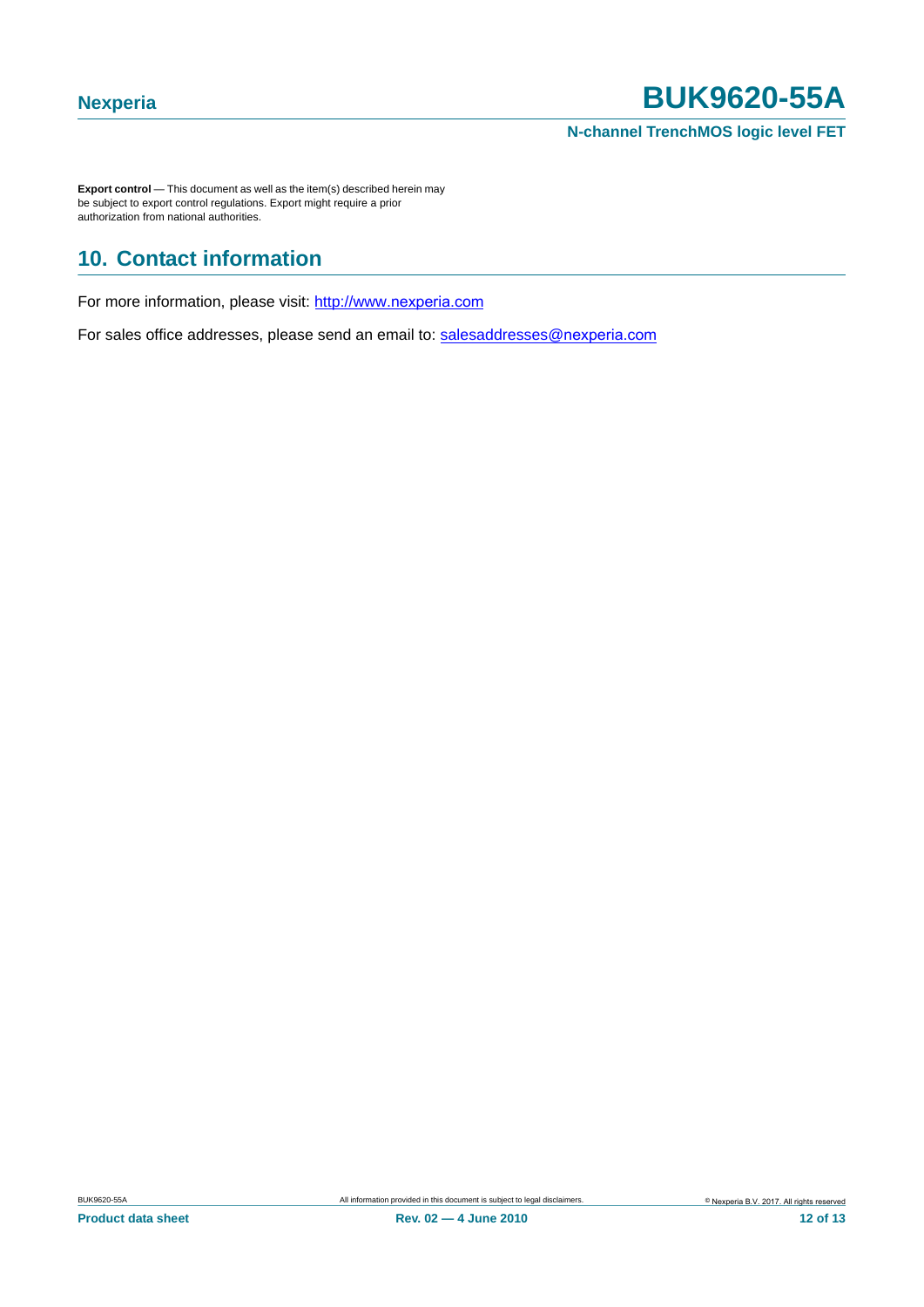**Export control** — This document as well as the item(s) described herein may be subject to export control regulations. Export might require a prior authorization from national authorities.

## 10. Contact information

For more information, please visit: http://www.nexperia.com

For sales office addresses, please send an email to: salesaddresses@nexperia.com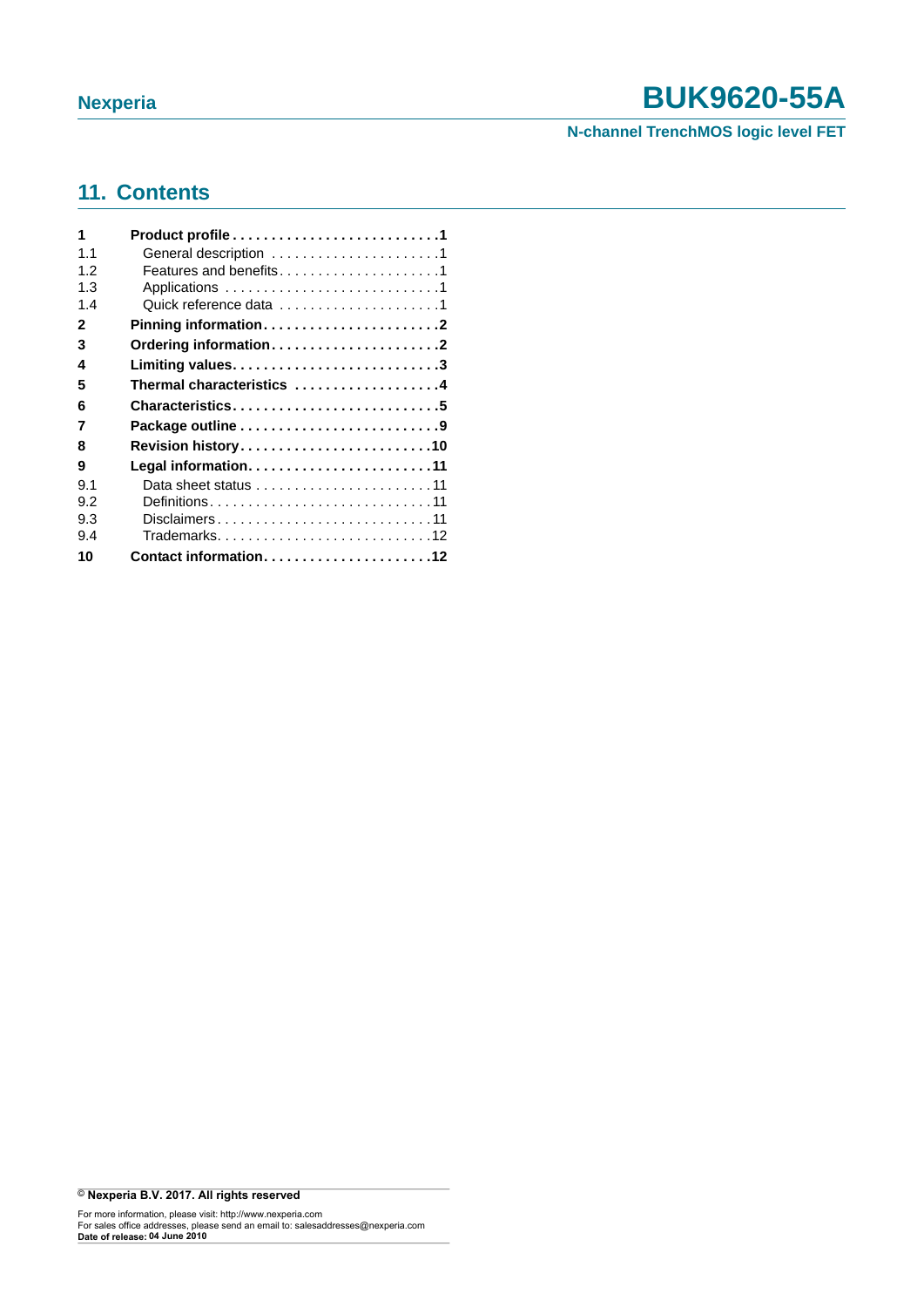## 11. Contents

| | | |
|---|---|---|
| **1** | **Product profile** | **1** |
| 1.1 | General description | 1 |
| 1.2 | Features and benefits | 1 |
| 1.3 | Applications | 1 |
| 1.4 | Quick reference data | 1 |
| **2** | **Pinning information** | **2** |
| **3** | **Ordering information** | **2** |
| **4** | **Limiting values** | **3** |
| **5** | **Thermal characteristics** | **4** |
| **6** | **Characteristics** | **5** |
| **7** | **Package outline** | **9** |
| **8** | **Revision history** | **10** |
| **9** | **Legal information** | **11** |
| 9.1 | Data sheet status | 11 |
| 9.2 | Definitions | 11 |
| 9.3 | Disclaimers | 11 |
| 9.4 | Trademarks | 12 |
| **10** | **Contact information** | **12** |

**© Nexperia B.V. 2017. All rights reserved**

For more information, please visit: http://www.nexperia.com
For sales office addresses, please send an email to: salesaddresses@nexperia.com
**Date of release: 04 June 2010**